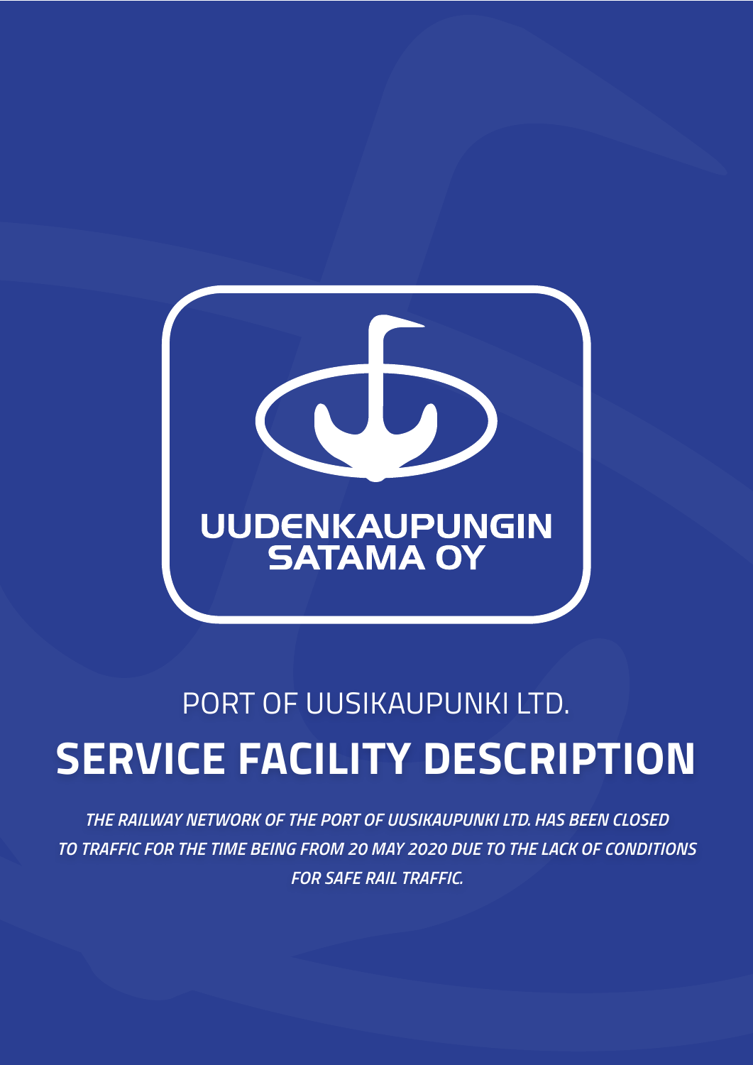UUDENKAUPUNGIN SATAMA OY

PORT OF UUSIKAUPUNKI LTD.

# SERVICE FACILITY DESCRIPTION

*THE RAILWAY NETWORK OF THE PORT OF UUSIKAUPUNKI LTD. HAS BEEN CLOSED TO TRAFFIC FOR THE TIME BEING FROM 20 MAY 2020 DUE TO THE LACK OF CONDITIONS FOR SAFE RAIL TRAFFIC.*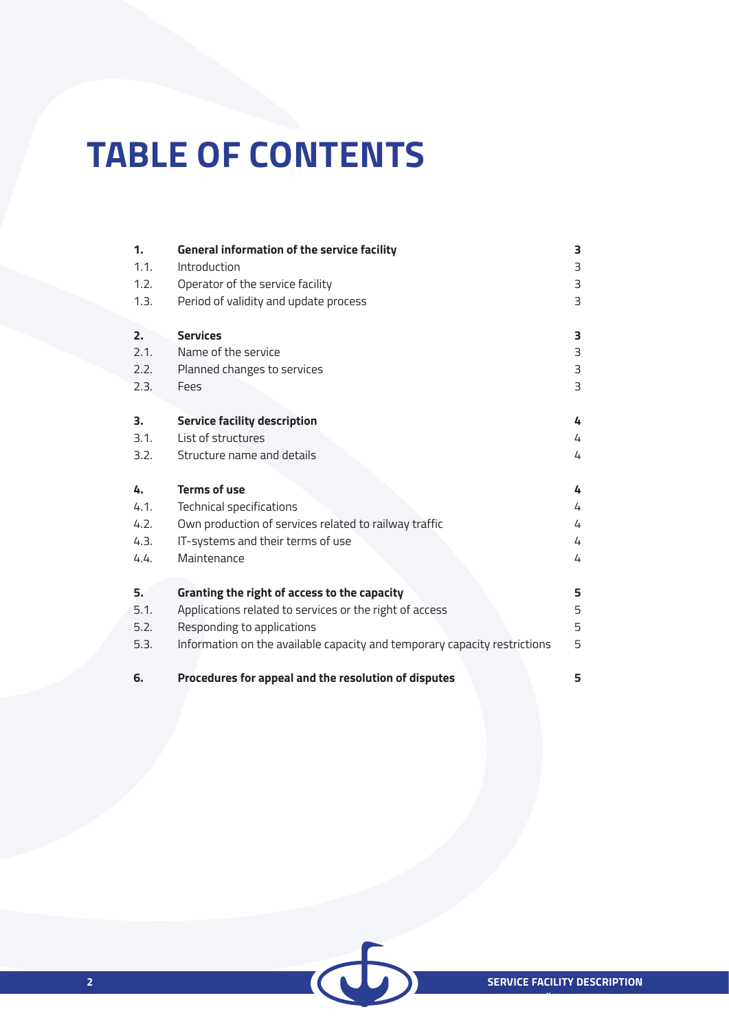# TABLE OF CONTENTS

| | | |
|---|---|---|
| **1.** | **General information of the service facility** | **3** |
| 1.1. | Introduction | 3 |
| 1.2. | Operator of the service facility | 3 |
| 1.3. | Period of validity and update process | 3 |
| **2.** | **Services** | **3** |
| 2.1. | Name of the service | 3 |
| 2.2. | Planned changes to services | 3 |
| 2.3. | Fees | 3 |
| **3.** | **Service facility description** | **4** |
| 3.1. | List of structures | 4 |
| 3.2. | Structure name and details | 4 |
| **4.** | **Terms of use** | **4** |
| 4.1. | Technical specifications | 4 |
| 4.2. | Own production of services related to railway traffic | 4 |
| 4.3. | IT-systems and their terms of use | 4 |
| 4.4. | Maintenance | 4 |
| **5.** | **Granting the right of access to the capacity** | **5** |
| 5.1. | Applications related to services or the right of access | 5 |
| 5.2. | Responding to applications | 5 |
| 5.3. | Information on the available capacity and temporary capacity restrictions | 5 |
| **6.** | **Procedures for appeal and the resolution of disputes** | **5** |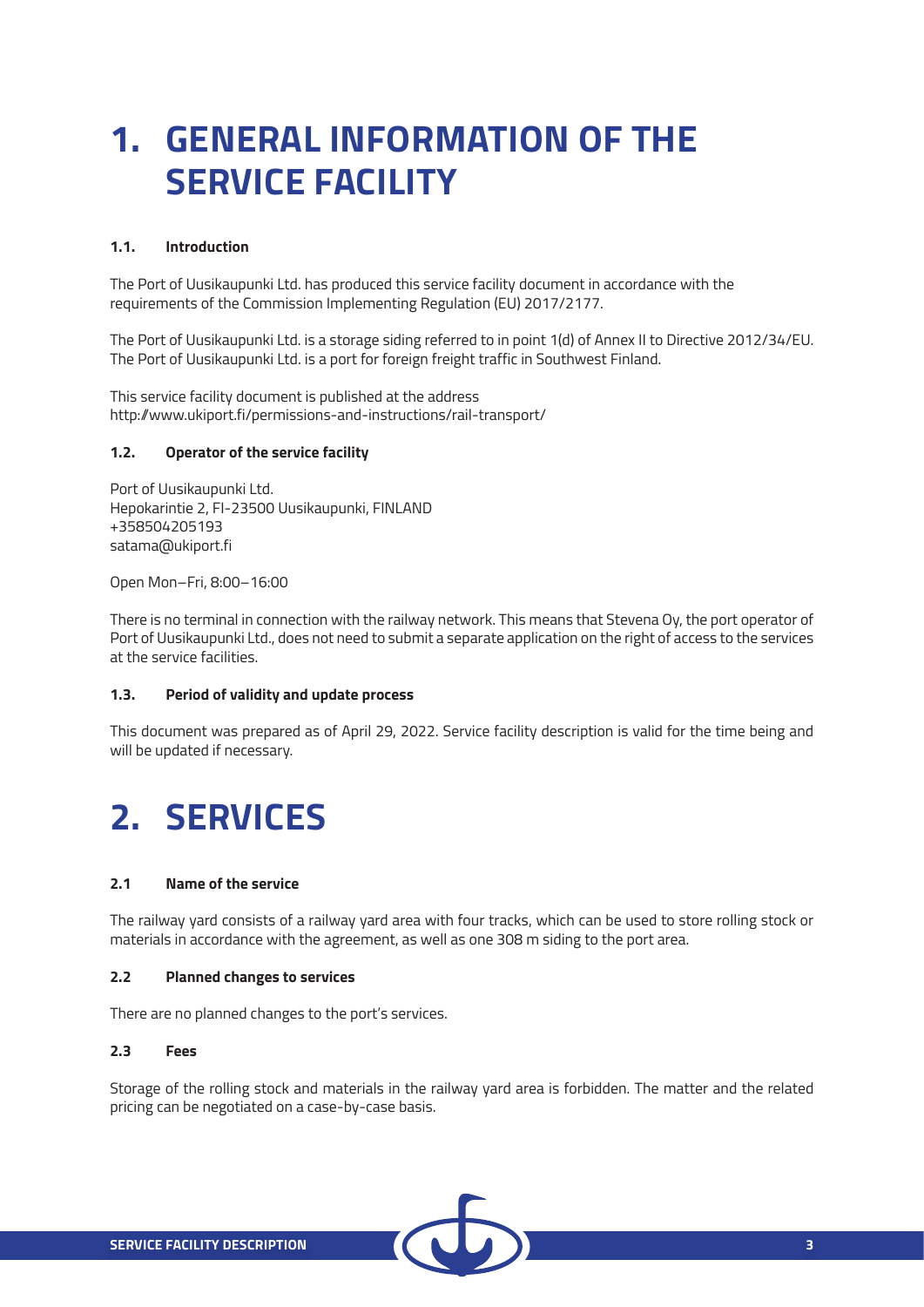# 1. GENERAL INFORMATION OF THE SERVICE FACILITY

### 1.1. Introduction

The Port of Uusikaupunki Ltd. has produced this service facility document in accordance with the requirements of the Commission Implementing Regulation (EU) 2017/2177.

The Port of Uusikaupunki Ltd. is a storage siding referred to in point 1(d) of Annex II to Directive 2012/34/EU. The Port of Uusikaupunki Ltd. is a port for foreign freight traffic in Southwest Finland.

This service facility document is published at the address
http://www.ukiport.fi/permissions-and-instructions/rail-transport/

### 1.2. Operator of the service facility

Port of Uusikaupunki Ltd.
Hepokarintie 2, FI-23500 Uusikaupunki, FINLAND
+358504205193
satama@ukiport.fi

Open Mon–Fri, 8:00–16:00

There is no terminal in connection with the railway network. This means that Stevena Oy, the port operator of Port of Uusikaupunki Ltd., does not need to submit a separate application on the right of access to the services at the service facilities.

### 1.3. Period of validity and update process

This document was prepared as of April 29, 2022. Service facility description is valid for the time being and will be updated if necessary.

# 2. SERVICES

### 2.1 Name of the service

The railway yard consists of a railway yard area with four tracks, which can be used to store rolling stock or materials in accordance with the agreement, as well as one 308 m siding to the port area.

### 2.2 Planned changes to services

There are no planned changes to the port's services.

### 2.3 Fees

Storage of the rolling stock and materials in the railway yard area is forbidden. The matter and the related pricing can be negotiated on a case-by-case basis.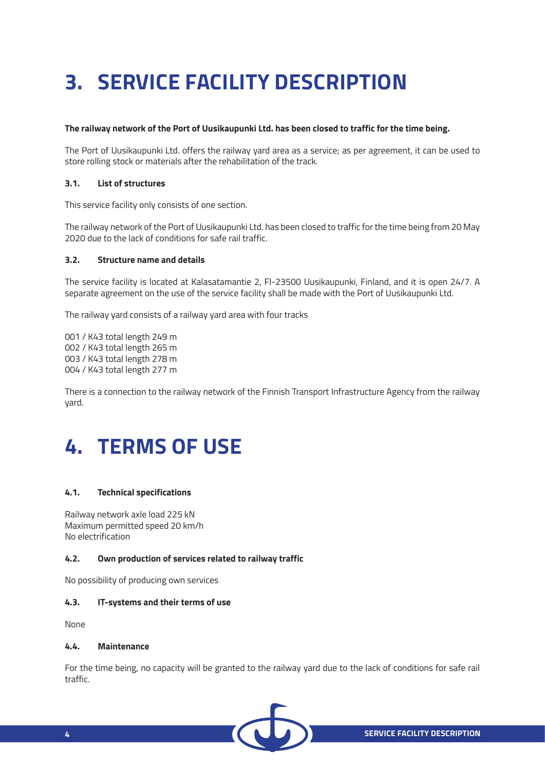# 3. SERVICE FACILITY DESCRIPTION

**The railway network of the Port of Uusikaupunki Ltd. has been closed to traffic for the time being.**

The Port of Uusikaupunki Ltd. offers the railway yard area as a service; as per agreement, it can be used to store rolling stock or materials after the rehabilitation of the track.

### 3.1. List of structures

This service facility only consists of one section.

The railway network of the Port of Uusikaupunki Ltd. has been closed to traffic for the time being from 20 May 2020 due to the lack of conditions for safe rail traffic.

### 3.2. Structure name and details

The service facility is located at Kalasatamantie 2, FI-23500 Uusikaupunki, Finland, and it is open 24/7. A separate agreement on the use of the service facility shall be made with the Port of Uusikaupunki Ltd.

The railway yard consists of a railway yard area with four tracks

001 / K43 total length 249 m
002 / K43 total length 265 m
003 / K43 total length 278 m
004 / K43 total length 277 m

There is a connection to the railway network of the Finnish Transport Infrastructure Agency from the railway yard.

# 4. TERMS OF USE

### 4.1. Technical specifications

Railway network axle load 225 kN
Maximum permitted speed 20 km/h
No electrification

### 4.2. Own production of services related to railway traffic

No possibility of producing own services

### 4.3. IT-systems and their terms of use

None

### 4.4. Maintenance

For the time being, no capacity will be granted to the railway yard due to the lack of conditions for safe rail traffic.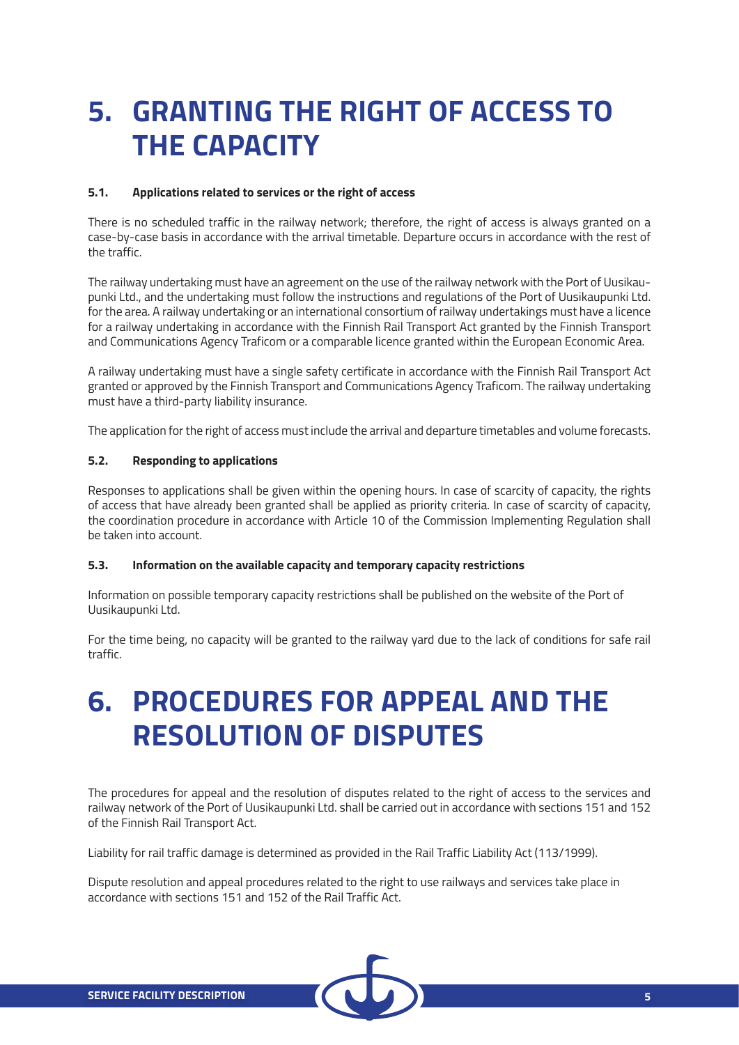# 5. GRANTING THE RIGHT OF ACCESS TO THE CAPACITY

### 5.1. Applications related to services or the right of access

There is no scheduled traffic in the railway network; therefore, the right of access is always granted on a case-by-case basis in accordance with the arrival timetable. Departure occurs in accordance with the rest of the traffic.

The railway undertaking must have an agreement on the use of the railway network with the Port of Uusikaupunki Ltd., and the undertaking must follow the instructions and regulations of the Port of Uusikaupunki Ltd. for the area. A railway undertaking or an international consortium of railway undertakings must have a licence for a railway undertaking in accordance with the Finnish Rail Transport Act granted by the Finnish Transport and Communications Agency Traficom or a comparable licence granted within the European Economic Area.

A railway undertaking must have a single safety certificate in accordance with the Finnish Rail Transport Act granted or approved by the Finnish Transport and Communications Agency Traficom. The railway undertaking must have a third-party liability insurance.

The application for the right of access must include the arrival and departure timetables and volume forecasts.

### 5.2. Responding to applications

Responses to applications shall be given within the opening hours. In case of scarcity of capacity, the rights of access that have already been granted shall be applied as priority criteria. In case of scarcity of capacity, the coordination procedure in accordance with Article 10 of the Commission Implementing Regulation shall be taken into account.

### 5.3. Information on the available capacity and temporary capacity restrictions

Information on possible temporary capacity restrictions shall be published on the website of the Port of Uusikaupunki Ltd.

For the time being, no capacity will be granted to the railway yard due to the lack of conditions for safe rail traffic.

# 6. PROCEDURES FOR APPEAL AND THE RESOLUTION OF DISPUTES

The procedures for appeal and the resolution of disputes related to the right of access to the services and railway network of the Port of Uusikaupunki Ltd. shall be carried out in accordance with sections 151 and 152 of the Finnish Rail Transport Act.

Liability for rail traffic damage is determined as provided in the Rail Traffic Liability Act (113/1999).

Dispute resolution and appeal procedures related to the right to use railways and services take place in accordance with sections 151 and 152 of the Rail Traffic Act.